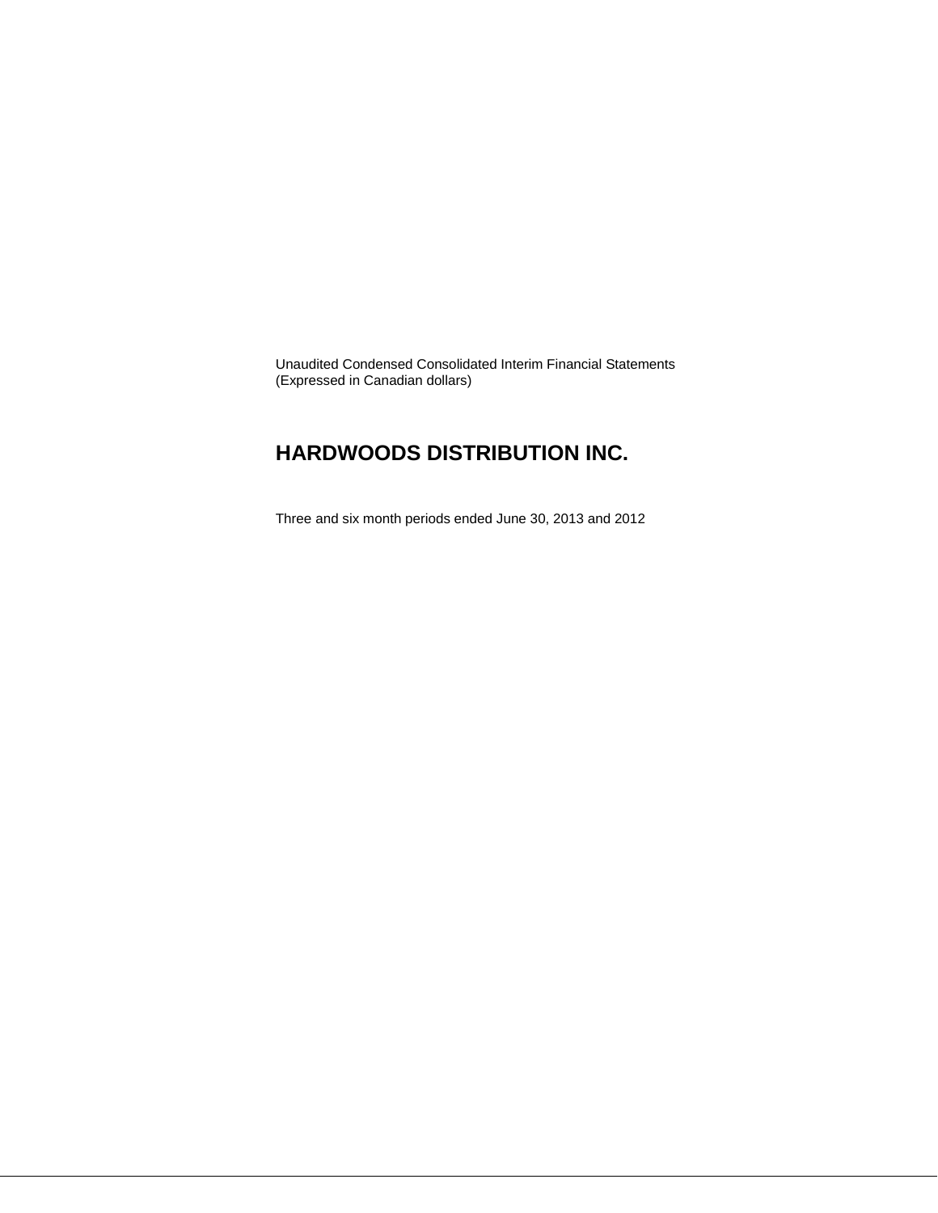Unaudited Condensed Consolidated Interim Financial Statements
(Expressed in Canadian dollars)

# HARDWOODS DISTRIBUTION INC.

Three and six month periods ended June 30, 2013 and 2012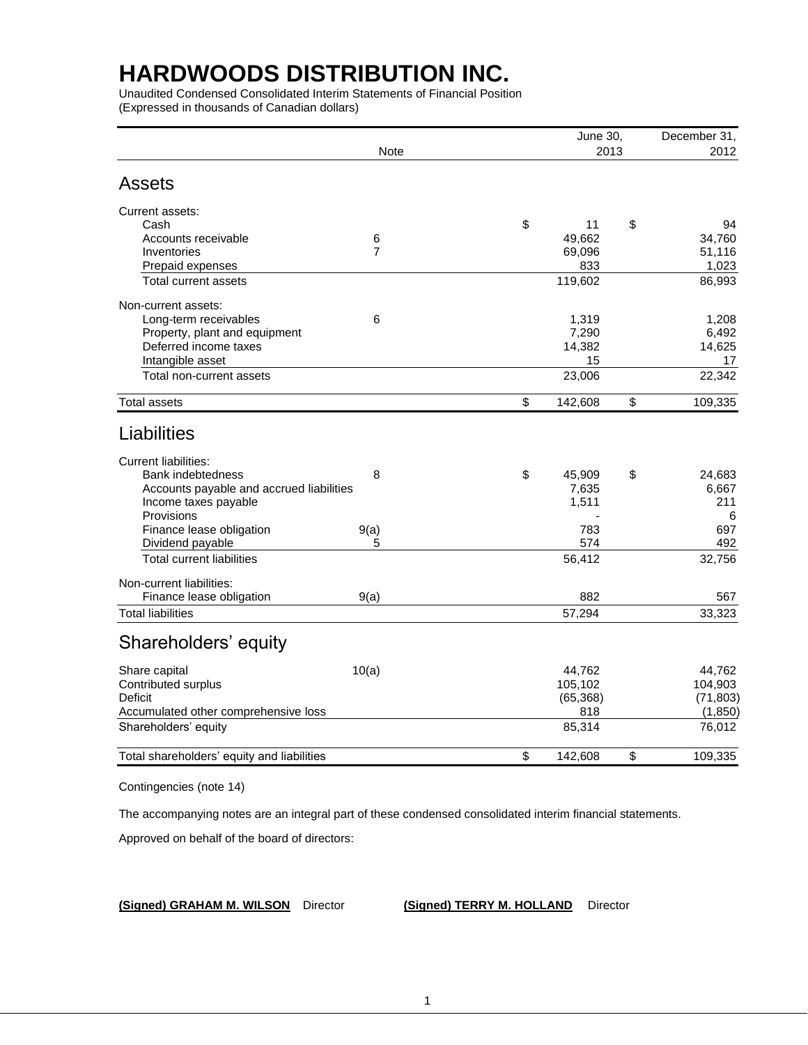# HARDWOODS DISTRIBUTION INC.

Unaudited Condensed Consolidated Interim Statements of Financial Position
(Expressed in thousands of Canadian dollars)

| | Note | June 30, 2013 | December 31, 2012 |
|---|---|---|---|
| **Assets** | | | |
| Current assets: | | | |
| Cash | | $ 11 | $ 94 |
| Accounts receivable | 6 | 49,662 | 34,760 |
| Inventories | 7 | 69,096 | 51,116 |
| Prepaid expenses | | 833 | 1,023 |
| Total current assets | | 119,602 | 86,993 |
| Non-current assets: | | | |
| Long-term receivables | 6 | 1,319 | 1,208 |
| Property, plant and equipment | | 7,290 | 6,492 |
| Deferred income taxes | | 14,382 | 14,625 |
| Intangible asset | | 15 | 17 |
| Total non-current assets | | 23,006 | 22,342 |
| Total assets | | $ 142,608 | $ 109,335 |
| **Liabilities** | | | |
| Current liabilities: | | | |
| Bank indebtedness | 8 | $ 45,909 | $ 24,683 |
| Accounts payable and accrued liabilities | | 7,635 | 6,667 |
| Income taxes payable | | 1,511 | 211 |
| Provisions | | - | 6 |
| Finance lease obligation | 9(a) | 783 | 697 |
| Dividend payable | 5 | 574 | 492 |
| Total current liabilities | | 56,412 | 32,756 |
| Non-current liabilities: | | | |
| Finance lease obligation | 9(a) | 882 | 567 |
| Total liabilities | | 57,294 | 33,323 |
| **Shareholders' equity** | | | |
| Share capital | 10(a) | 44,762 | 44,762 |
| Contributed surplus | | 105,102 | 104,903 |
| Deficit | | (65,368) | (71,803) |
| Accumulated other comprehensive loss | | 818 | (1,850) |
| Shareholders' equity | | 85,314 | 76,012 |
| Total shareholders' equity and liabilities | | $ 142,608 | $ 109,335 |

Contingencies (note 14)

The accompanying notes are an integral part of these condensed consolidated interim financial statements.

Approved on behalf of the board of directors:

**(Signed) GRAHAM M. WILSON** Director **(Signed) TERRY M. HOLLAND** Director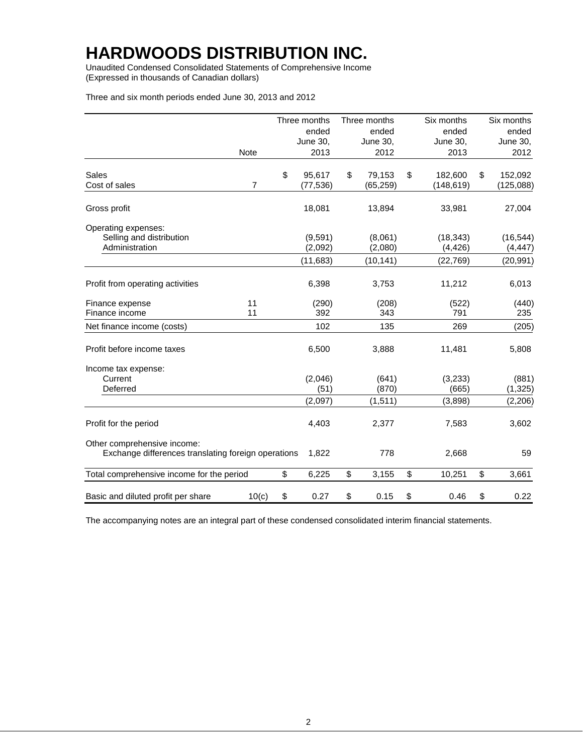# HARDWOODS DISTRIBUTION INC.

Unaudited Condensed Consolidated Statements of Comprehensive Income
(Expressed in thousands of Canadian dollars)

Three and six month periods ended June 30, 2013 and 2012

| | Note | Three months ended June 30, 2013 | Three months ended June 30, 2012 | Six months ended June 30, 2013 | Six months ended June 30, 2012 |
|---|---|---|---|---|---|
| Sales | | $ 95,617 | $ 79,153 | $ 182,600 | $ 152,092 |
| Cost of sales | 7 | (77,536) | (65,259) | (148,619) | (125,088) |
| Gross profit | | 18,081 | 13,894 | 33,981 | 27,004 |
| Operating expenses: | | | | | |
| Selling and distribution | | (9,591) | (8,061) | (18,343) | (16,544) |
| Administration | | (2,092) | (2,080) | (4,426) | (4,447) |
| | | (11,683) | (10,141) | (22,769) | (20,991) |
| Profit from operating activities | | 6,398 | 3,753 | 11,212 | 6,013 |
| Finance expense | 11 | (290) | (208) | (522) | (440) |
| Finance income | 11 | 392 | 343 | 791 | 235 |
| Net finance income (costs) | | 102 | 135 | 269 | (205) |
| Profit before income taxes | | 6,500 | 3,888 | 11,481 | 5,808 |
| Income tax expense: | | | | | |
| Current | | (2,046) | (641) | (3,233) | (881) |
| Deferred | | (51) | (870) | (665) | (1,325) |
| | | (2,097) | (1,511) | (3,898) | (2,206) |
| Profit for the period | | 4,403 | 2,377 | 7,583 | 3,602 |
| Other comprehensive income: | | | | | |
| Exchange differences translating foreign operations | | 1,822 | 778 | 2,668 | 59 |
| Total comprehensive income for the period | | $ 6,225 | $ 3,155 | $ 10,251 | $ 3,661 |
| Basic and diluted profit per share | 10(c) | $ 0.27 | $ 0.15 | $ 0.46 | $ 0.22 |

The accompanying notes are an integral part of these condensed consolidated interim financial statements.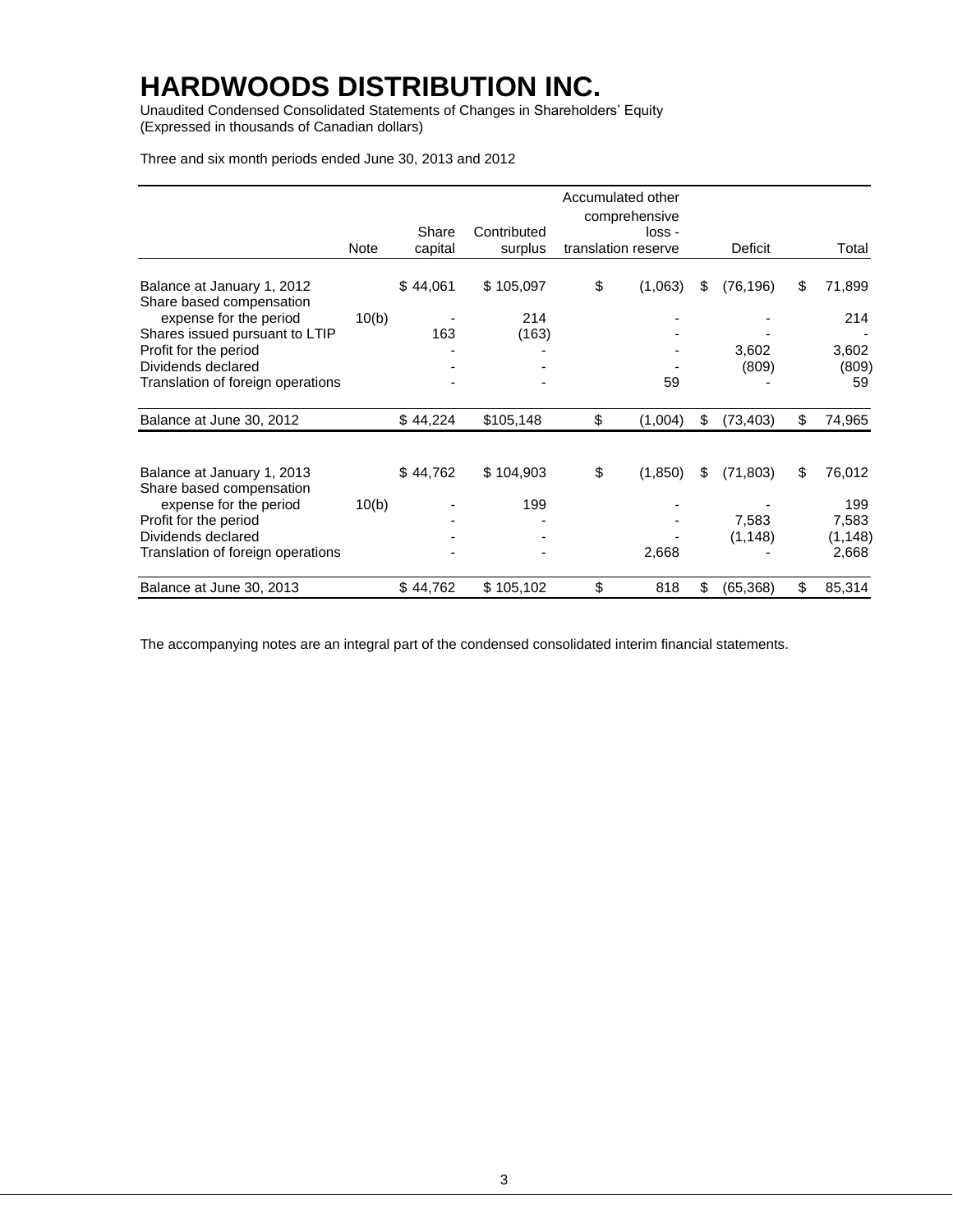# HARDWOODS DISTRIBUTION INC.

Unaudited Condensed Consolidated Statements of Changes in Shareholders' Equity
(Expressed in thousands of Canadian dollars)

Three and six month periods ended June 30, 2013 and 2012

| | Note | Share capital | Contributed surplus | Accumulated other comprehensive loss - translation reserve | Deficit | Total |
|---|---|---|---|---|---|---|
| Balance at January 1, 2012 | | $ 44,061 | $ 105,097 | $ (1,063) | $ (76,196) | $ 71,899 |
| Share based compensation expense for the period | 10(b) | - | 214 | - | - | 214 |
| Shares issued pursuant to LTIP | | 163 | (163) | - | - | - |
| Profit for the period | | - | - | - | 3,602 | 3,602 |
| Dividends declared | | - | - | - | (809) | (809) |
| Translation of foreign operations | | - | - | 59 | - | 59 |
| Balance at June 30, 2012 | | $ 44,224 | $105,148 | $ (1,004) | $ (73,403) | $ 74,965 |
| | | | | | | |
| Balance at January 1, 2013 | | $ 44,762 | $ 104,903 | $ (1,850) | $ (71,803) | $ 76,012 |
| Share based compensation expense for the period | 10(b) | - | 199 | - | - | 199 |
| Profit for the period | | - | - | - | 7,583 | 7,583 |
| Dividends declared | | - | - | - | (1,148) | (1,148) |
| Translation of foreign operations | | - | - | 2,668 | - | 2,668 |
| Balance at June 30, 2013 | | $ 44,762 | $ 105,102 | $ 818 | $ (65,368) | $ 85,314 |

The accompanying notes are an integral part of the condensed consolidated interim financial statements.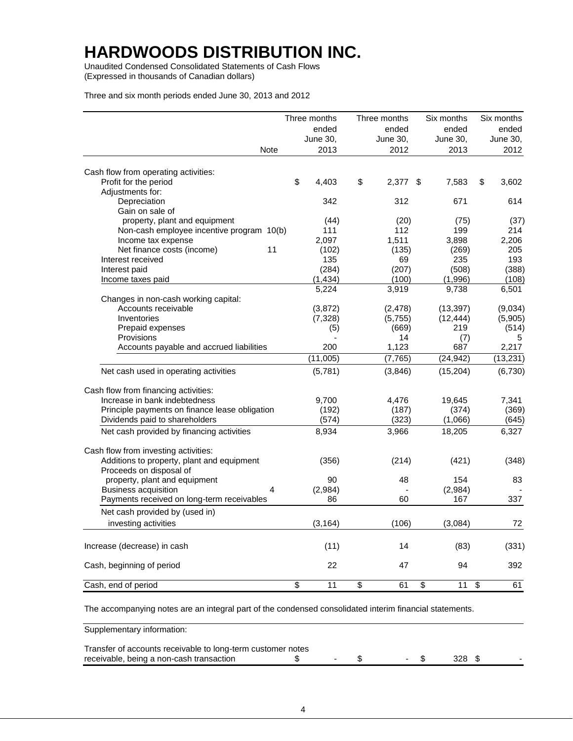# HARDWOODS DISTRIBUTION INC.

Unaudited Condensed Consolidated Statements of Cash Flows
(Expressed in thousands of Canadian dollars)

Three and six month periods ended June 30, 2013 and 2012

| | Note | Three months ended June 30, 2013 | Three months ended June 30, 2012 | Six months ended June 30, 2013 | Six months ended June 30, 2012 |
|---|---|---|---|---|---|
| Cash flow from operating activities: | | | | | |
| Profit for the period | | $ 4,403 | $ 2,377 | $ 7,583 | $ 3,602 |
| Adjustments for: | | | | | |
| Depreciation | | 342 | 312 | 671 | 614 |
| Gain on sale of property, plant and equipment | | (44) | (20) | (75) | (37) |
| Non-cash employee incentive program | 10(b) | 111 | 112 | 199 | 214 |
| Income tax expense | | 2,097 | 1,511 | 3,898 | 2,206 |
| Net finance costs (income) | 11 | (102) | (135) | (269) | 205 |
| Interest received | | 135 | 69 | 235 | 193 |
| Interest paid | | (284) | (207) | (508) | (388) |
| Income taxes paid | | (1,434) | (100) | (1,996) | (108) |
| | | 5,224 | 3,919 | 9,738 | 6,501 |
| Changes in non-cash working capital: | | | | | |
| Accounts receivable | | (3,872) | (2,478) | (13,397) | (9,034) |
| Inventories | | (7,328) | (5,755) | (12,444) | (5,905) |
| Prepaid expenses | | (5) | (669) | 219 | (514) |
| Provisions | | - | 14 | (7) | 5 |
| Accounts payable and accrued liabilities | | 200 | 1,123 | 687 | 2,217 |
| | | (11,005) | (7,765) | (24,942) | (13,231) |
| Net cash used in operating activities | | (5,781) | (3,846) | (15,204) | (6,730) |
| Cash flow from financing activities: | | | | | |
| Increase in bank indebtedness | | 9,700 | 4,476 | 19,645 | 7,341 |
| Principle payments on finance lease obligation | | (192) | (187) | (374) | (369) |
| Dividends paid to shareholders | | (574) | (323) | (1,066) | (645) |
| Net cash provided by financing activities | | 8,934 | 3,966 | 18,205 | 6,327 |
| Cash flow from investing activities: | | | | | |
| Additions to property, plant and equipment | | (356) | (214) | (421) | (348) |
| Proceeds on disposal of property, plant and equipment | | 90 | 48 | 154 | 83 |
| Business acquisition | 4 | (2,984) | - | (2,984) | - |
| Payments received on long-term receivables | | 86 | 60 | 167 | 337 |
| Net cash provided by (used in) investing activities | | (3,164) | (106) | (3,084) | 72 |
| Increase (decrease) in cash | | (11) | 14 | (83) | (331) |
| Cash, beginning of period | | 22 | 47 | 94 | 392 |
| Cash, end of period | | $ 11 | $ 61 | $ 11 | $ 61 |

The accompanying notes are an integral part of the condensed consolidated interim financial statements.

| Supplementary information: | | | | |
|---|---|---|---|---|
| Transfer of accounts receivable to long-term customer notes receivable, being a non-cash transaction | $ - | $ - | $ 328 | $ - |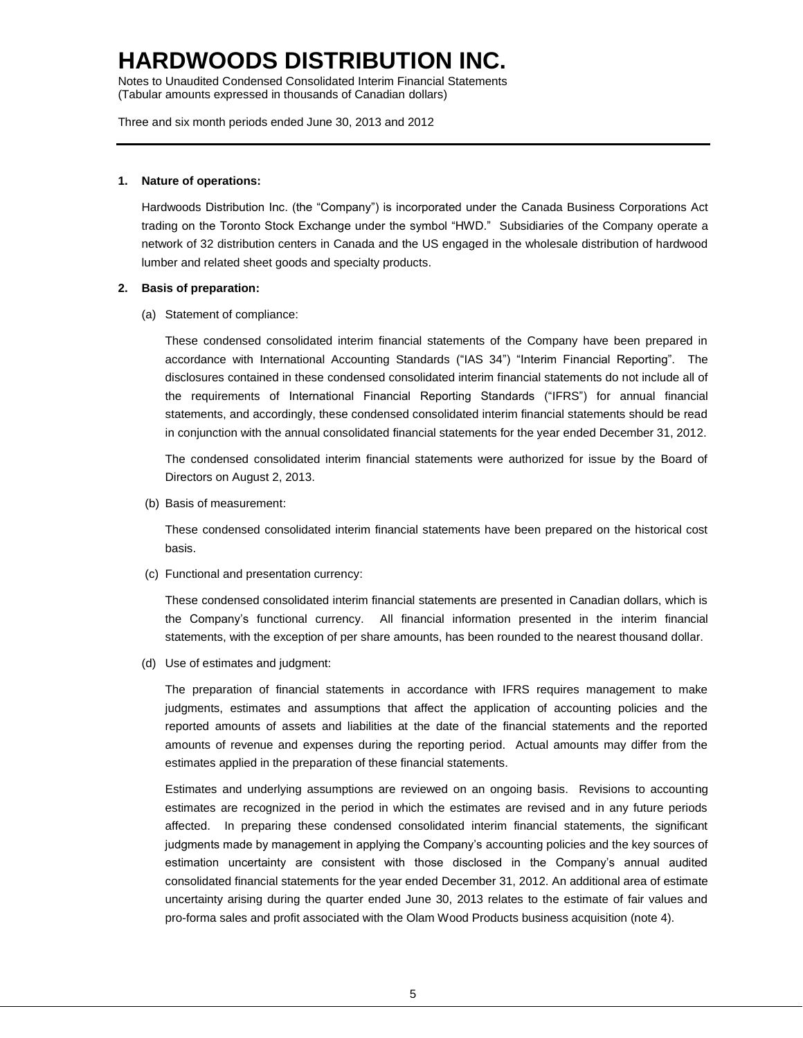## 1. Nature of operations:

Hardwoods Distribution Inc. (the "Company") is incorporated under the Canada Business Corporations Act trading on the Toronto Stock Exchange under the symbol "HWD." Subsidiaries of the Company operate a network of 32 distribution centers in Canada and the US engaged in the wholesale distribution of hardwood lumber and related sheet goods and specialty products.

## 2. Basis of preparation:

(a) Statement of compliance:

These condensed consolidated interim financial statements of the Company have been prepared in accordance with International Accounting Standards ("IAS 34") "Interim Financial Reporting". The disclosures contained in these condensed consolidated interim financial statements do not include all of the requirements of International Financial Reporting Standards ("IFRS") for annual financial statements, and accordingly, these condensed consolidated interim financial statements should be read in conjunction with the annual consolidated financial statements for the year ended December 31, 2012.

The condensed consolidated interim financial statements were authorized for issue by the Board of Directors on August 2, 2013.

(b) Basis of measurement:

These condensed consolidated interim financial statements have been prepared on the historical cost basis.

(c) Functional and presentation currency:

These condensed consolidated interim financial statements are presented in Canadian dollars, which is the Company's functional currency. All financial information presented in the interim financial statements, with the exception of per share amounts, has been rounded to the nearest thousand dollar.

(d) Use of estimates and judgment:

The preparation of financial statements in accordance with IFRS requires management to make judgments, estimates and assumptions that affect the application of accounting policies and the reported amounts of assets and liabilities at the date of the financial statements and the reported amounts of revenue and expenses during the reporting period. Actual amounts may differ from the estimates applied in the preparation of these financial statements.

Estimates and underlying assumptions are reviewed on an ongoing basis. Revisions to accounting estimates are recognized in the period in which the estimates are revised and in any future periods affected. In preparing these condensed consolidated interim financial statements, the significant judgments made by management in applying the Company's accounting policies and the key sources of estimation uncertainty are consistent with those disclosed in the Company's annual audited consolidated financial statements for the year ended December 31, 2012. An additional area of estimate uncertainty arising during the quarter ended June 30, 2013 relates to the estimate of fair values and pro-forma sales and profit associated with the Olam Wood Products business acquisition (note 4).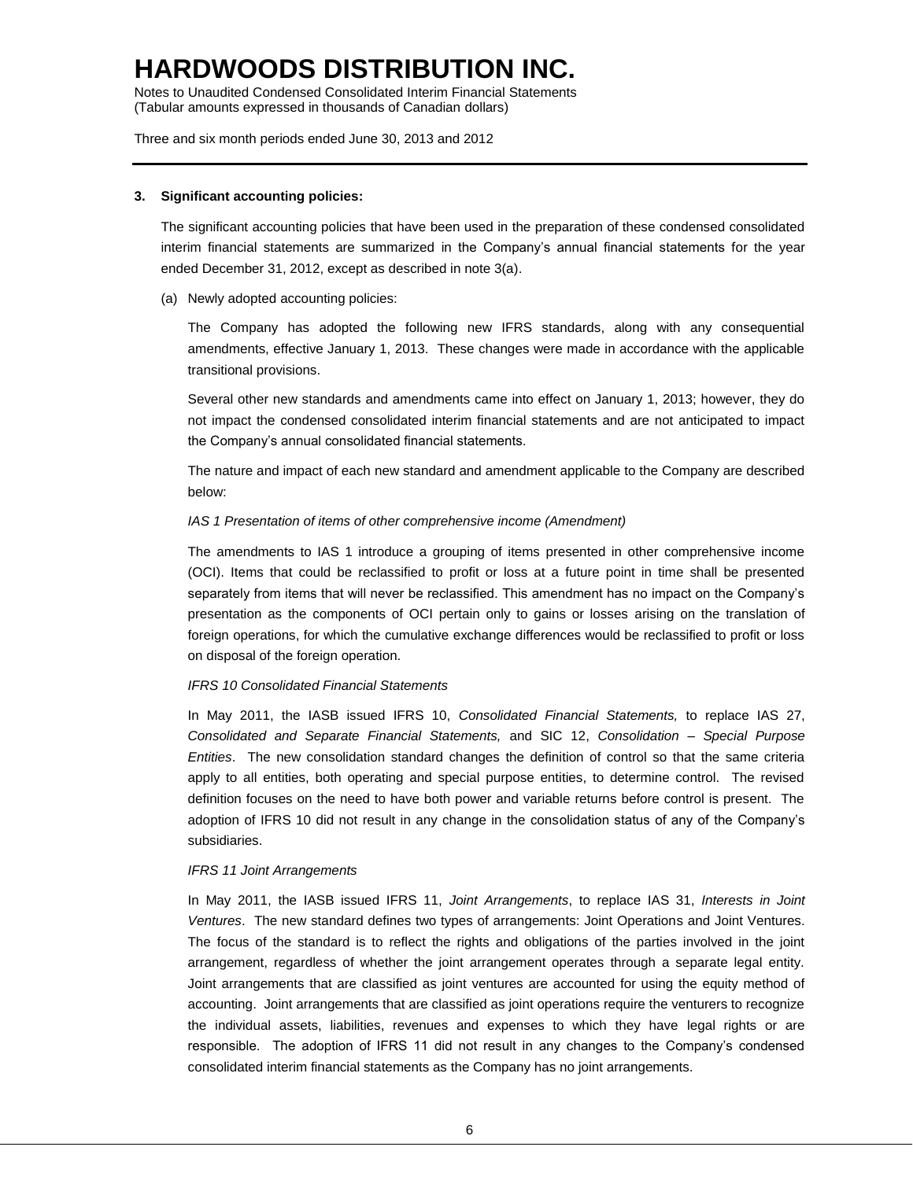### 3. Significant accounting policies:

The significant accounting policies that have been used in the preparation of these condensed consolidated interim financial statements are summarized in the Company's annual financial statements for the year ended December 31, 2012, except as described in note 3(a).

(a) Newly adopted accounting policies:

The Company has adopted the following new IFRS standards, along with any consequential amendments, effective January 1, 2013. These changes were made in accordance with the applicable transitional provisions.

Several other new standards and amendments came into effect on January 1, 2013; however, they do not impact the condensed consolidated interim financial statements and are not anticipated to impact the Company's annual consolidated financial statements.

The nature and impact of each new standard and amendment applicable to the Company are described below:

*IAS 1 Presentation of items of other comprehensive income (Amendment)*

The amendments to IAS 1 introduce a grouping of items presented in other comprehensive income (OCI). Items that could be reclassified to profit or loss at a future point in time shall be presented separately from items that will never be reclassified. This amendment has no impact on the Company's presentation as the components of OCI pertain only to gains or losses arising on the translation of foreign operations, for which the cumulative exchange differences would be reclassified to profit or loss on disposal of the foreign operation.

*IFRS 10 Consolidated Financial Statements*

In May 2011, the IASB issued IFRS 10, *Consolidated Financial Statements,* to replace IAS 27, *Consolidated and Separate Financial Statements,* and SIC 12, *Consolidation – Special Purpose Entities*. The new consolidation standard changes the definition of control so that the same criteria apply to all entities, both operating and special purpose entities, to determine control. The revised definition focuses on the need to have both power and variable returns before control is present. The adoption of IFRS 10 did not result in any change in the consolidation status of any of the Company's subsidiaries.

*IFRS 11 Joint Arrangements*

In May 2011, the IASB issued IFRS 11, *Joint Arrangements*, to replace IAS 31, *Interests in Joint Ventures*. The new standard defines two types of arrangements: Joint Operations and Joint Ventures. The focus of the standard is to reflect the rights and obligations of the parties involved in the joint arrangement, regardless of whether the joint arrangement operates through a separate legal entity. Joint arrangements that are classified as joint ventures are accounted for using the equity method of accounting. Joint arrangements that are classified as joint operations require the venturers to recognize the individual assets, liabilities, revenues and expenses to which they have legal rights or are responsible. The adoption of IFRS 11 did not result in any changes to the Company's condensed consolidated interim financial statements as the Company has no joint arrangements.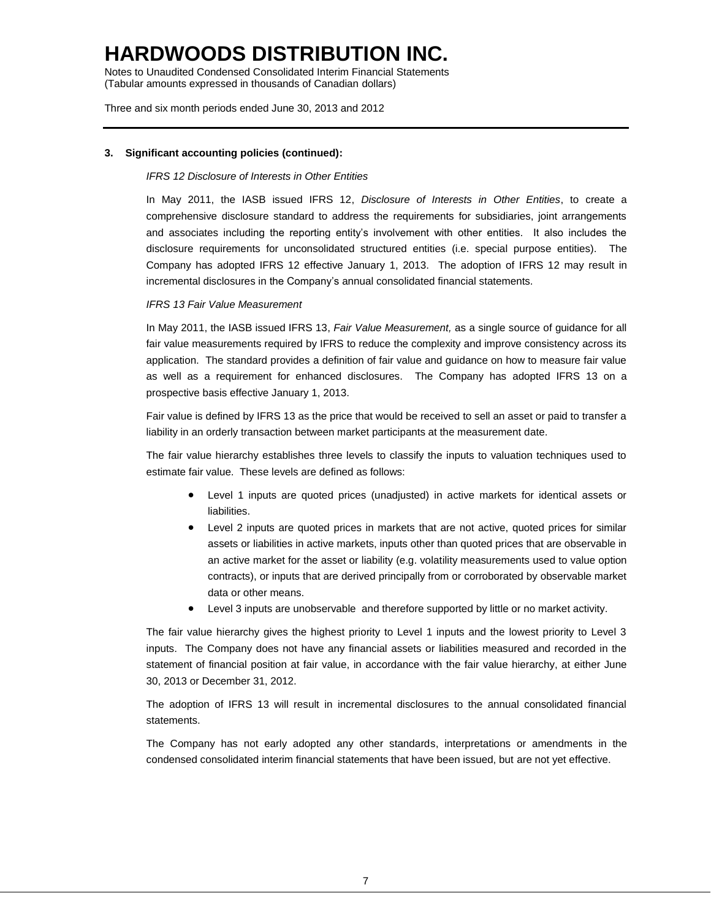**3. Significant accounting policies (continued):**

*IFRS 12 Disclosure of Interests in Other Entities*

In May 2011, the IASB issued IFRS 12, *Disclosure of Interests in Other Entities*, to create a comprehensive disclosure standard to address the requirements for subsidiaries, joint arrangements and associates including the reporting entity's involvement with other entities. It also includes the disclosure requirements for unconsolidated structured entities (i.e. special purpose entities). The Company has adopted IFRS 12 effective January 1, 2013. The adoption of IFRS 12 may result in incremental disclosures in the Company's annual consolidated financial statements.

*IFRS 13 Fair Value Measurement*

In May 2011, the IASB issued IFRS 13, *Fair Value Measurement,* as a single source of guidance for all fair value measurements required by IFRS to reduce the complexity and improve consistency across its application. The standard provides a definition of fair value and guidance on how to measure fair value as well as a requirement for enhanced disclosures. The Company has adopted IFRS 13 on a prospective basis effective January 1, 2013.

Fair value is defined by IFRS 13 as the price that would be received to sell an asset or paid to transfer a liability in an orderly transaction between market participants at the measurement date.

The fair value hierarchy establishes three levels to classify the inputs to valuation techniques used to estimate fair value. These levels are defined as follows:

- Level 1 inputs are quoted prices (unadjusted) in active markets for identical assets or liabilities.
- Level 2 inputs are quoted prices in markets that are not active, quoted prices for similar assets or liabilities in active markets, inputs other than quoted prices that are observable in an active market for the asset or liability (e.g. volatility measurements used to value option contracts), or inputs that are derived principally from or corroborated by observable market data or other means.
- Level 3 inputs are unobservable and therefore supported by little or no market activity.

The fair value hierarchy gives the highest priority to Level 1 inputs and the lowest priority to Level 3 inputs. The Company does not have any financial assets or liabilities measured and recorded in the statement of financial position at fair value, in accordance with the fair value hierarchy, at either June 30, 2013 or December 31, 2012.

The adoption of IFRS 13 will result in incremental disclosures to the annual consolidated financial statements.

The Company has not early adopted any other standards, interpretations or amendments in the condensed consolidated interim financial statements that have been issued, but are not yet effective.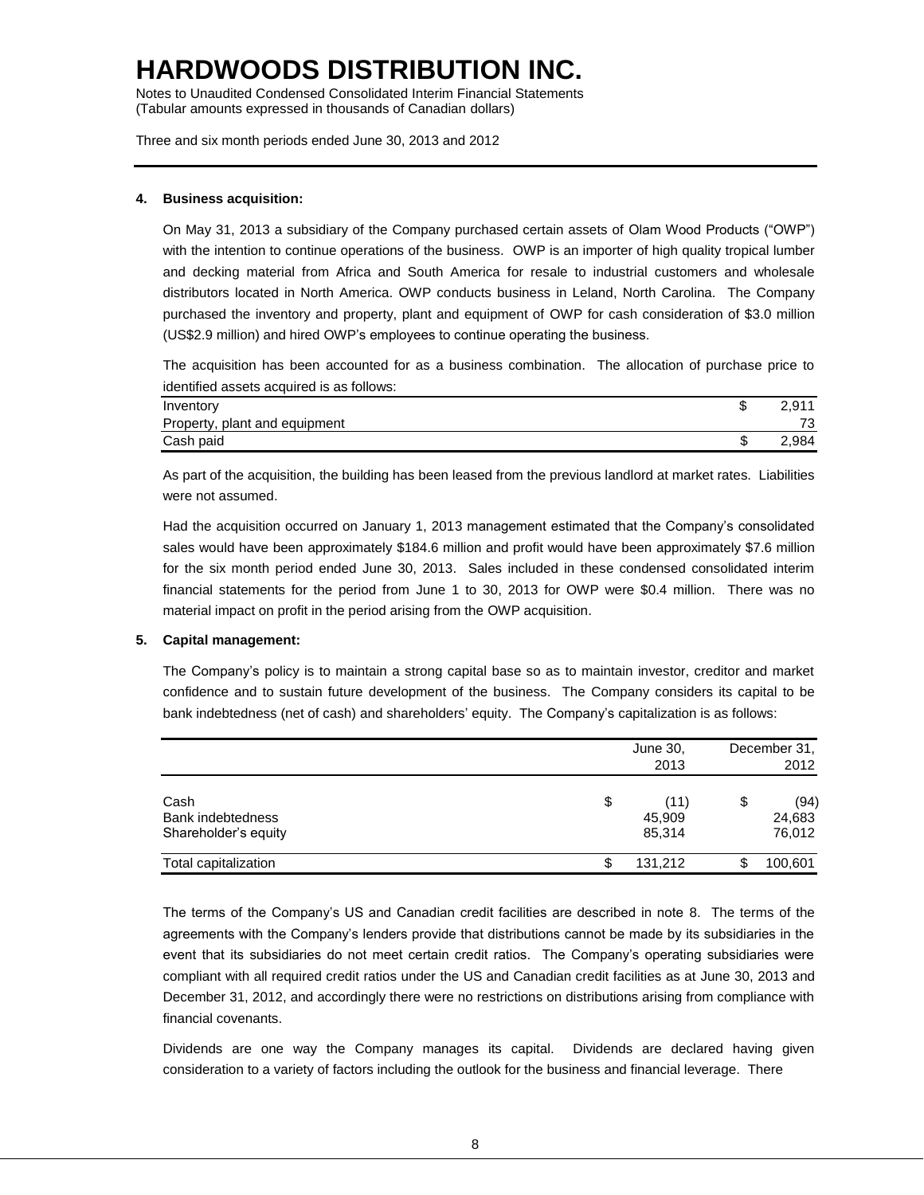# HARDWOODS DISTRIBUTION INC.

Notes to Unaudited Condensed Consolidated Interim Financial Statements
(Tabular amounts expressed in thousands of Canadian dollars)

Three and six month periods ended June 30, 2013 and 2012

---

**4. Business acquisition:**

On May 31, 2013 a subsidiary of the Company purchased certain assets of Olam Wood Products ("OWP") with the intention to continue operations of the business. OWP is an importer of high quality tropical lumber and decking material from Africa and South America for resale to industrial customers and wholesale distributors located in North America. OWP conducts business in Leland, North Carolina. The Company purchased the inventory and property, plant and equipment of OWP for cash consideration of $3.0 million (US$2.9 million) and hired OWP's employees to continue operating the business.

The acquisition has been accounted for as a business combination. The allocation of purchase price to identified assets acquired is as follows:

| | | |
|---|---|---|
| Inventory | $ | 2,911 |
| Property, plant and equipment | | 73 |
| Cash paid | $ | 2,984 |

As part of the acquisition, the building has been leased from the previous landlord at market rates. Liabilities were not assumed.

Had the acquisition occurred on January 1, 2013 management estimated that the Company's consolidated sales would have been approximately $184.6 million and profit would have been approximately $7.6 million for the six month period ended June 30, 2013. Sales included in these condensed consolidated interim financial statements for the period from June 1 to 30, 2013 for OWP were $0.4 million. There was no material impact on profit in the period arising from the OWP acquisition.

**5. Capital management:**

The Company's policy is to maintain a strong capital base so as to maintain investor, creditor and market confidence and to sustain future development of the business. The Company considers its capital to be bank indebtedness (net of cash) and shareholders' equity. The Company's capitalization is as follows:

| | | June 30, 2013 | | December 31, 2012 |
|---|---|---|---|---|
| Cash | $ | (11) | $ | (94) |
| Bank indebtedness | | 45,909 | | 24,683 |
| Shareholder's equity | | 85,314 | | 76,012 |
| Total capitalization | $ | 131,212 | $ | 100,601 |

The terms of the Company's US and Canadian credit facilities are described in note 8. The terms of the agreements with the Company's lenders provide that distributions cannot be made by its subsidiaries in the event that its subsidiaries do not meet certain credit ratios. The Company's operating subsidiaries were compliant with all required credit ratios under the US and Canadian credit facilities as at June 30, 2013 and December 31, 2012, and accordingly there were no restrictions on distributions arising from compliance with financial covenants.

Dividends are one way the Company manages its capital. Dividends are declared having given consideration to a variety of factors including the outlook for the business and financial leverage. There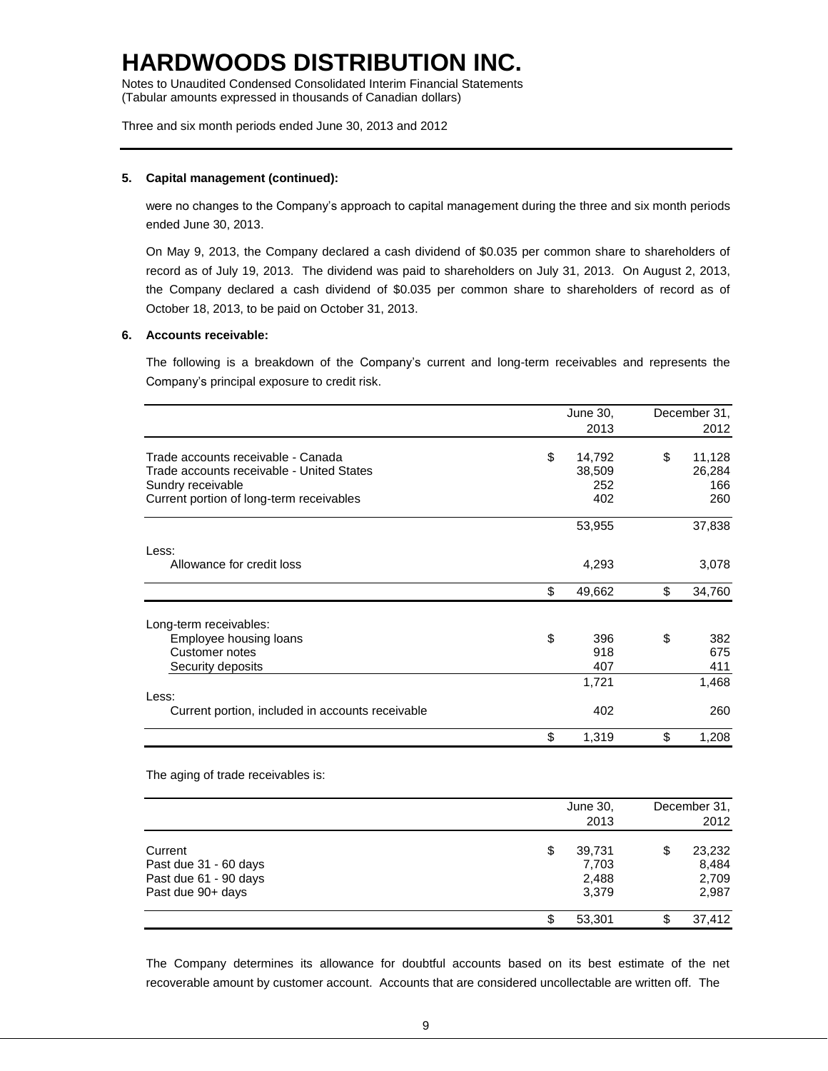**5. Capital management (continued):**

were no changes to the Company's approach to capital management during the three and six month periods ended June 30, 2013.

On May 9, 2013, the Company declared a cash dividend of $0.035 per common share to shareholders of record as of July 19, 2013. The dividend was paid to shareholders on July 31, 2013. On August 2, 2013, the Company declared a cash dividend of $0.035 per common share to shareholders of record as of October 18, 2013, to be paid on October 31, 2013.

**6. Accounts receivable:**

The following is a breakdown of the Company's current and long-term receivables and represents the Company's principal exposure to credit risk.

| | June 30, 2013 | December 31, 2012 |
|---|---|---|
| Trade accounts receivable - Canada | $ 14,792 | $ 11,128 |
| Trade accounts receivable - United States | 38,509 | 26,284 |
| Sundry receivable | 252 | 166 |
| Current portion of long-term receivables | 402 | 260 |
| | 53,955 | 37,838 |
| Less: | | |
| Allowance for credit loss | 4,293 | 3,078 |
| | $ 49,662 | $ 34,760 |
| Long-term receivables: | | |
| Employee housing loans | $ 396 | $ 382 |
| Customer notes | 918 | 675 |
| Security deposits | 407 | 411 |
| | 1,721 | 1,468 |
| Less: | | |
| Current portion, included in accounts receivable | 402 | 260 |
| | $ 1,319 | $ 1,208 |

The aging of trade receivables is:

| | June 30, 2013 | December 31, 2012 |
|---|---|---|
| Current | $ 39,731 | $ 23,232 |
| Past due 31 - 60 days | 7,703 | 8,484 |
| Past due 61 - 90 days | 2,488 | 2,709 |
| Past due 90+ days | 3,379 | 2,987 |
| | $ 53,301 | $ 37,412 |

The Company determines its allowance for doubtful accounts based on its best estimate of the net recoverable amount by customer account. Accounts that are considered uncollectable are written off. The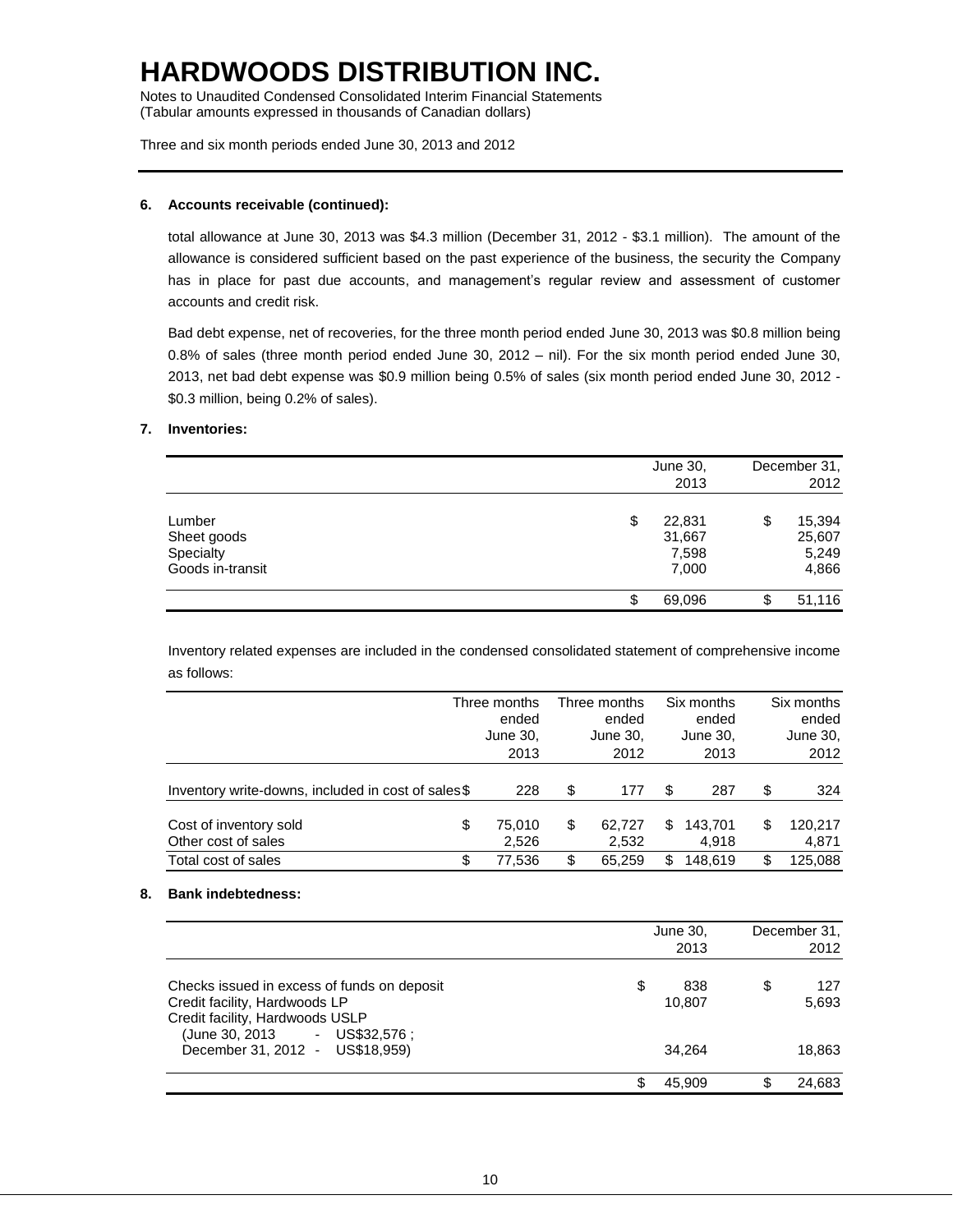**6. Accounts receivable (continued):**

total allowance at June 30, 2013 was $4.3 million (December 31, 2012 - $3.1 million). The amount of the allowance is considered sufficient based on the past experience of the business, the security the Company has in place for past due accounts, and management's regular review and assessment of customer accounts and credit risk.

Bad debt expense, net of recoveries, for the three month period ended June 30, 2013 was $0.8 million being 0.8% of sales (three month period ended June 30, 2012 – nil). For the six month period ended June 30, 2013, net bad debt expense was $0.9 million being 0.5% of sales (six month period ended June 30, 2012 - $0.3 million, being 0.2% of sales).

**7. Inventories:**

| | June 30, 2013 | December 31, 2012 |
|---|---|---|
| Lumber | $ 22,831 | $ 15,394 |
| Sheet goods | 31,667 | 25,607 |
| Specialty | 7,598 | 5,249 |
| Goods in-transit | 7,000 | 4,866 |
| | $ 69,096 | $ 51,116 |

Inventory related expenses are included in the condensed consolidated statement of comprehensive income as follows:

| | Three months ended June 30, 2013 | Three months ended June 30, 2012 | Six months ended June 30, 2013 | Six months ended June 30, 2012 |
|---|---|---|---|---|
| Inventory write-downs, included in cost of sales | $ 228 | $ 177 | $ 287 | $ 324 |
| Cost of inventory sold | $ 75,010 | $ 62,727 | $ 143,701 | $ 120,217 |
| Other cost of sales | 2,526 | 2,532 | 4,918 | 4,871 |
| Total cost of sales | $ 77,536 | $ 65,259 | $ 148,619 | $ 125,088 |

**8. Bank indebtedness:**

| | June 30, 2013 | December 31, 2012 |
|---|---|---|
| Checks issued in excess of funds on deposit | $ 838 | $ 127 |
| Credit facility, Hardwoods LP | 10,807 | 5,693 |
| Credit facility, Hardwoods USLP (June 30, 2013 - US$32,576 ; December 31, 2012 - US$18,959) | 34,264 | 18,863 |
| | $ 45,909 | $ 24,683 |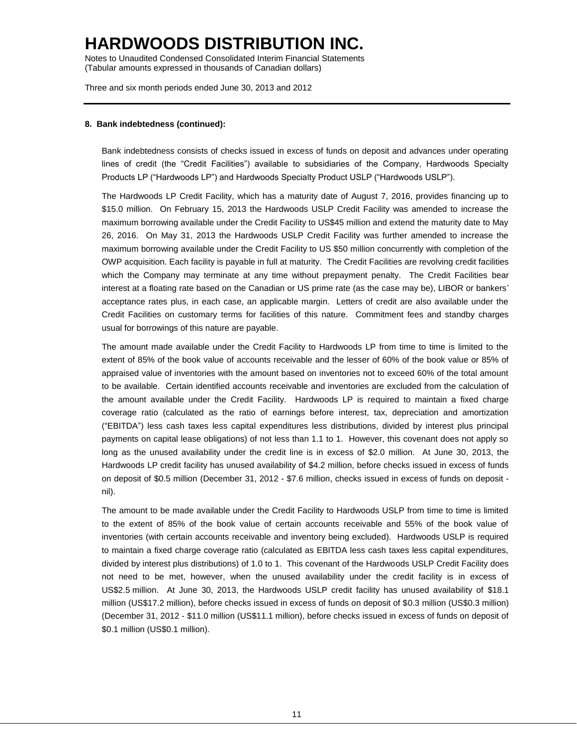**8. Bank indebtedness (continued):**

Bank indebtedness consists of checks issued in excess of funds on deposit and advances under operating lines of credit (the "Credit Facilities") available to subsidiaries of the Company, Hardwoods Specialty Products LP ("Hardwoods LP") and Hardwoods Specialty Product USLP ("Hardwoods USLP").

The Hardwoods LP Credit Facility, which has a maturity date of August 7, 2016, provides financing up to $15.0 million. On February 15, 2013 the Hardwoods USLP Credit Facility was amended to increase the maximum borrowing available under the Credit Facility to US$45 million and extend the maturity date to May 26, 2016. On May 31, 2013 the Hardwoods USLP Credit Facility was further amended to increase the maximum borrowing available under the Credit Facility to US $50 million concurrently with completion of the OWP acquisition. Each facility is payable in full at maturity. The Credit Facilities are revolving credit facilities which the Company may terminate at any time without prepayment penalty. The Credit Facilities bear interest at a floating rate based on the Canadian or US prime rate (as the case may be), LIBOR or bankers' acceptance rates plus, in each case, an applicable margin. Letters of credit are also available under the Credit Facilities on customary terms for facilities of this nature. Commitment fees and standby charges usual for borrowings of this nature are payable.

The amount made available under the Credit Facility to Hardwoods LP from time to time is limited to the extent of 85% of the book value of accounts receivable and the lesser of 60% of the book value or 85% of appraised value of inventories with the amount based on inventories not to exceed 60% of the total amount to be available. Certain identified accounts receivable and inventories are excluded from the calculation of the amount available under the Credit Facility. Hardwoods LP is required to maintain a fixed charge coverage ratio (calculated as the ratio of earnings before interest, tax, depreciation and amortization ("EBITDA") less cash taxes less capital expenditures less distributions, divided by interest plus principal payments on capital lease obligations) of not less than 1.1 to 1. However, this covenant does not apply so long as the unused availability under the credit line is in excess of $2.0 million. At June 30, 2013, the Hardwoods LP credit facility has unused availability of $4.2 million, before checks issued in excess of funds on deposit of $0.5 million (December 31, 2012 - $7.6 million, checks issued in excess of funds on deposit - nil).

The amount to be made available under the Credit Facility to Hardwoods USLP from time to time is limited to the extent of 85% of the book value of certain accounts receivable and 55% of the book value of inventories (with certain accounts receivable and inventory being excluded). Hardwoods USLP is required to maintain a fixed charge coverage ratio (calculated as EBITDA less cash taxes less capital expenditures, divided by interest plus distributions) of 1.0 to 1. This covenant of the Hardwoods USLP Credit Facility does not need to be met, however, when the unused availability under the credit facility is in excess of US$2.5 million. At June 30, 2013, the Hardwoods USLP credit facility has unused availability of $18.1 million (US$17.2 million), before checks issued in excess of funds on deposit of $0.3 million (US$0.3 million) (December 31, 2012 - $11.0 million (US$11.1 million), before checks issued in excess of funds on deposit of $0.1 million (US$0.1 million).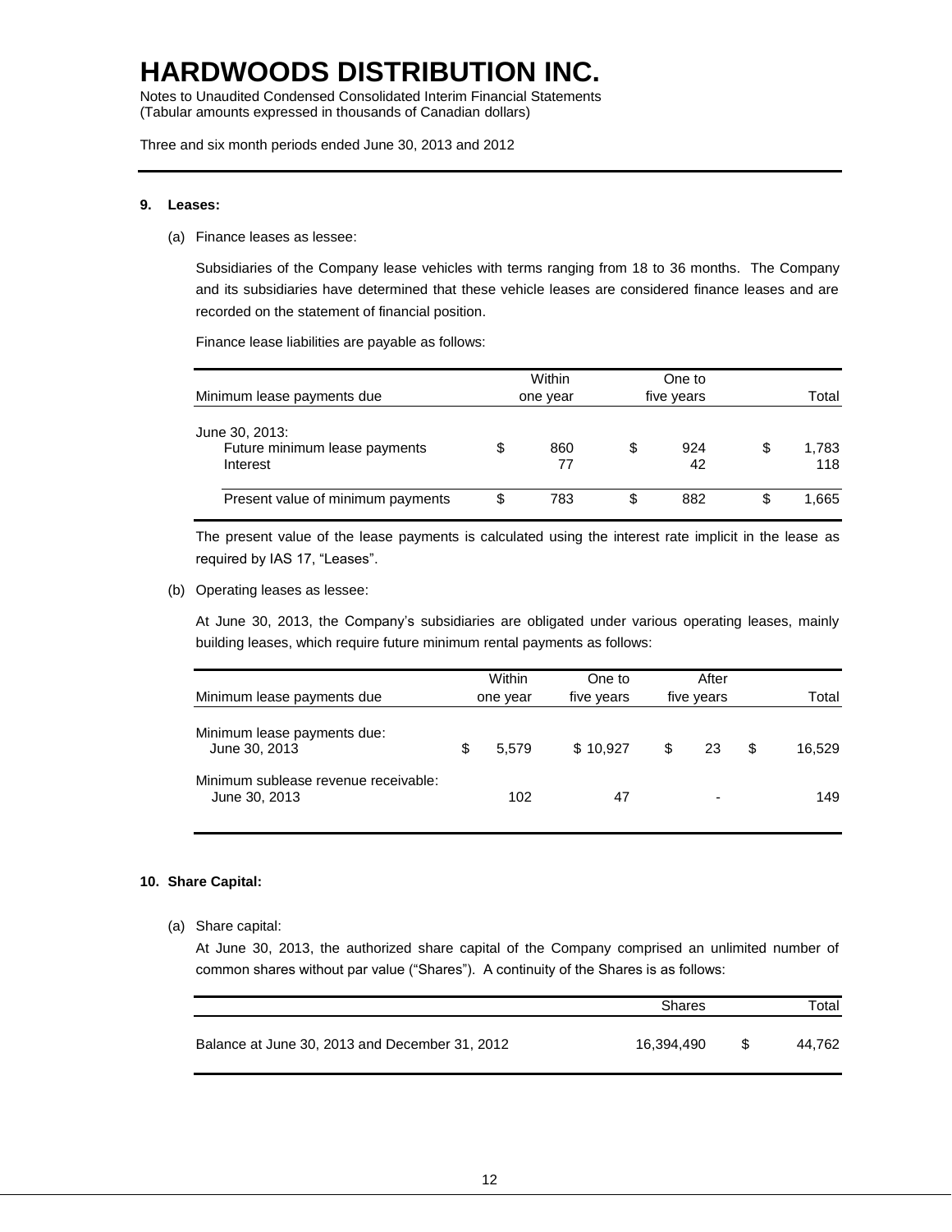# HARDWOODS DISTRIBUTION INC.

Notes to Unaudited Condensed Consolidated Interim Financial Statements
(Tabular amounts expressed in thousands of Canadian dollars)

Three and six month periods ended June 30, 2013 and 2012

**9. Leases:**

(a) Finance leases as lessee:

Subsidiaries of the Company lease vehicles with terms ranging from 18 to 36 months. The Company and its subsidiaries have determined that these vehicle leases are considered finance leases and are recorded on the statement of financial position.

Finance lease liabilities are payable as follows:

| Minimum lease payments due | Within one year | One to five years | Total |
|---|---|---|---|
| June 30, 2013: | | | |
| Future minimum lease payments | $ 860 | $ 924 | $ 1,783 |
| Interest | 77 | 42 | 118 |
| Present value of minimum payments | $ 783 | $ 882 | $ 1,665 |

The present value of the lease payments is calculated using the interest rate implicit in the lease as required by IAS 17, "Leases".

(b) Operating leases as lessee:

At June 30, 2013, the Company's subsidiaries are obligated under various operating leases, mainly building leases, which require future minimum rental payments as follows:

| Minimum lease payments due | Within one year | One to five years | After five years | Total |
|---|---|---|---|---|
| Minimum lease payments due: June 30, 2013 | $ 5,579 | $ 10,927 | $ 23 | $ 16,529 |
| Minimum sublease revenue receivable: June 30, 2013 | 102 | 47 | - | 149 |

**10. Share Capital:**

(a) Share capital:

At June 30, 2013, the authorized share capital of the Company comprised an unlimited number of common shares without par value ("Shares"). A continuity of the Shares is as follows:

| | Shares | Total |
|---|---|---|
| Balance at June 30, 2013 and December 31, 2012 | 16,394,490 | $ 44,762 |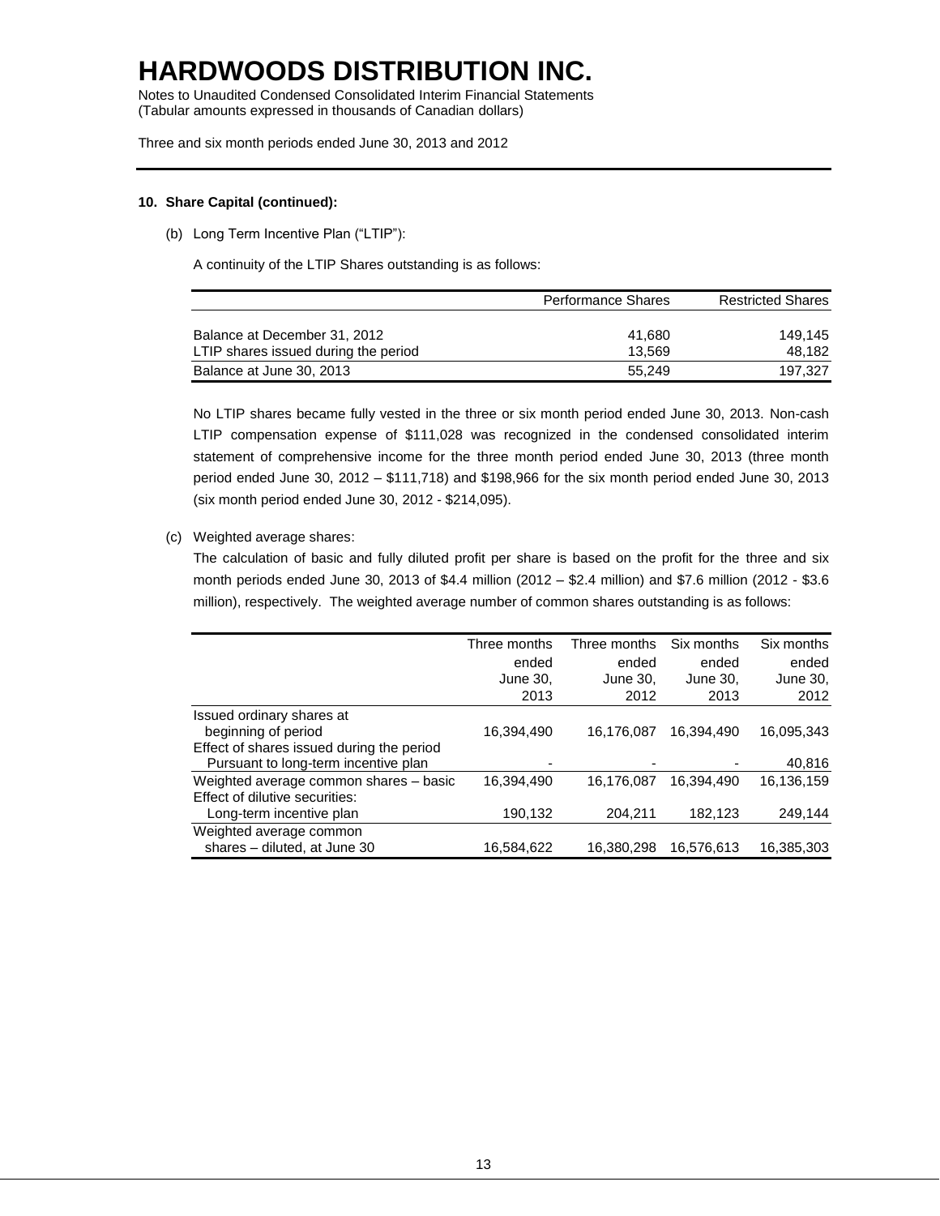# HARDWOODS DISTRIBUTION INC.

Notes to Unaudited Condensed Consolidated Interim Financial Statements
(Tabular amounts expressed in thousands of Canadian dollars)

Three and six month periods ended June 30, 2013 and 2012

**10. Share Capital (continued):**

(b) Long Term Incentive Plan ("LTIP"):

A continuity of the LTIP Shares outstanding is as follows:

| | Performance Shares | Restricted Shares |
|---|---|---|
| Balance at December 31, 2012 | 41,680 | 149,145 |
| LTIP shares issued during the period | 13,569 | 48,182 |
| Balance at June 30, 2013 | 55,249 | 197,327 |

No LTIP shares became fully vested in the three or six month period ended June 30, 2013. Non-cash LTIP compensation expense of $111,028 was recognized in the condensed consolidated interim statement of comprehensive income for the three month period ended June 30, 2013 (three month period ended June 30, 2012 – $111,718) and $198,966 for the six month period ended June 30, 2013 (six month period ended June 30, 2012 - $214,095).

(c) Weighted average shares:

The calculation of basic and fully diluted profit per share is based on the profit for the three and six month periods ended June 30, 2013 of $4.4 million (2012 – $2.4 million) and $7.6 million (2012 - $3.6 million), respectively. The weighted average number of common shares outstanding is as follows:

| | Three months ended June 30, 2013 | Three months ended June 30, 2012 | Six months ended June 30, 2013 | Six months ended June 30, 2012 |
|---|---|---|---|---|
| Issued ordinary shares at beginning of period | 16,394,490 | 16,176,087 | 16,394,490 | 16,095,343 |
| Effect of shares issued during the period Pursuant to long-term incentive plan | - | - | - | 40,816 |
| Weighted average common shares – basic | 16,394,490 | 16,176,087 | 16,394,490 | 16,136,159 |
| Effect of dilutive securities: Long-term incentive plan | 190,132 | 204,211 | 182,123 | 249,144 |
| Weighted average common shares – diluted, at June 30 | 16,584,622 | 16,380,298 | 16,576,613 | 16,385,303 |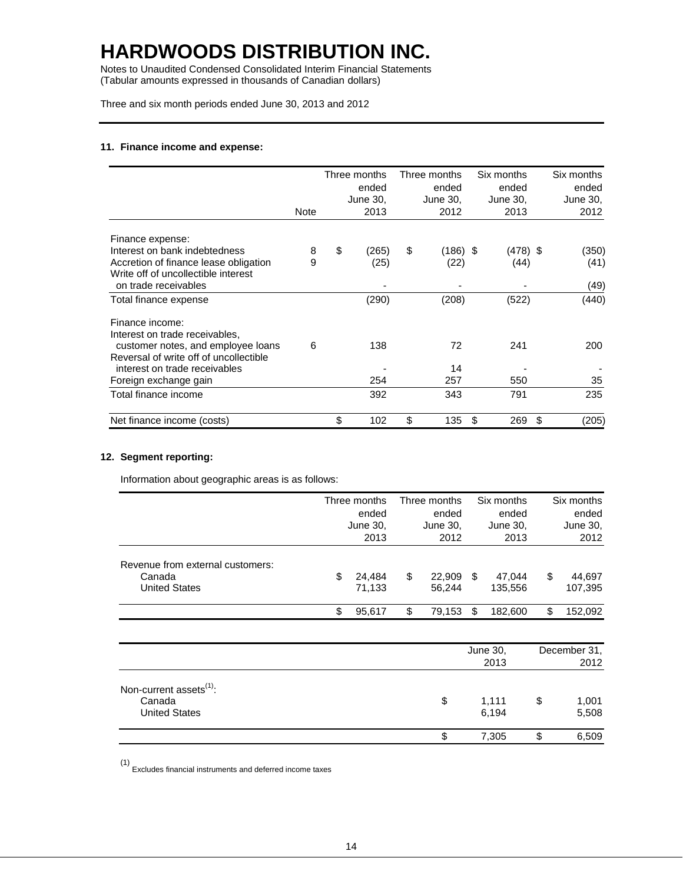# HARDWOODS DISTRIBUTION INC.

Notes to Unaudited Condensed Consolidated Interim Financial Statements
(Tabular amounts expressed in thousands of Canadian dollars)

Three and six month periods ended June 30, 2013 and 2012

**11. Finance income and expense:**

| | Note | Three months ended June 30, 2013 | Three months ended June 30, 2012 | Six months ended June 30, 2013 | Six months ended June 30, 2012 |
|---|---|---|---|---|---|
| Finance expense: | | | | | |
| Interest on bank indebtedness | 8 | $ (265) | $ (186) | $ (478) | $ (350) |
| Accretion of finance lease obligation | 9 | (25) | (22) | (44) | (41) |
| Write off of uncollectible interest on trade receivables | | - | - | - | (49) |
| Total finance expense | | (290) | (208) | (522) | (440) |
| Finance income: | | | | | |
| Interest on trade receivables, customer notes, and employee loans | 6 | 138 | 72 | 241 | 200 |
| Reversal of write off of uncollectible interest on trade receivables | | - | 14 | - | - |
| Foreign exchange gain | | 254 | 257 | 550 | 35 |
| Total finance income | | 392 | 343 | 791 | 235 |
| Net finance income (costs) | | $ 102 | $ 135 | $ 269 | $ (205) |

**12. Segment reporting:**

Information about geographic areas is as follows:

| | Three months ended June 30, 2013 | Three months ended June 30, 2012 | Six months ended June 30, 2013 | Six months ended June 30, 2012 |
|---|---|---|---|---|
| Revenue from external customers: | | | | |
| Canada | $ 24,484 | $ 22,909 | $ 47,044 | $ 44,697 |
| United States | 71,133 | 56,244 | 135,556 | 107,395 |
| | $ 95,617 | $ 79,153 | $ 182,600 | $ 152,092 |

| | June 30, 2013 | December 31, 2012 |
|---|---|---|
| Non-current assets[(1)]: | | |
| Canada | $ 1,111 | $ 1,001 |
| United States | 6,194 | 5,508 |
| | $ 7,305 | $ 6,509 |

[(1)] Excludes financial instruments and deferred income taxes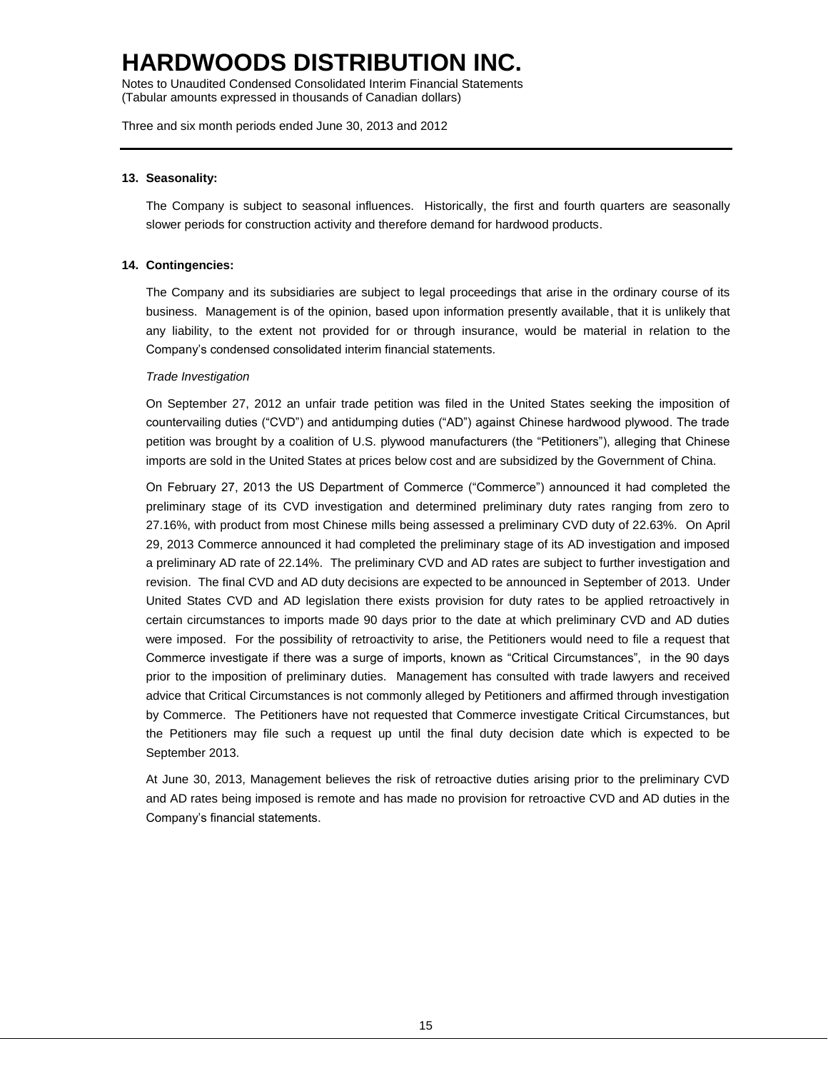**13. Seasonality:**

The Company is subject to seasonal influences. Historically, the first and fourth quarters are seasonally slower periods for construction activity and therefore demand for hardwood products.

**14. Contingencies:**

The Company and its subsidiaries are subject to legal proceedings that arise in the ordinary course of its business. Management is of the opinion, based upon information presently available, that it is unlikely that any liability, to the extent not provided for or through insurance, would be material in relation to the Company's condensed consolidated interim financial statements.

*Trade Investigation*

On September 27, 2012 an unfair trade petition was filed in the United States seeking the imposition of countervailing duties ("CVD") and antidumping duties ("AD") against Chinese hardwood plywood. The trade petition was brought by a coalition of U.S. plywood manufacturers (the "Petitioners"), alleging that Chinese imports are sold in the United States at prices below cost and are subsidized by the Government of China.

On February 27, 2013 the US Department of Commerce ("Commerce") announced it had completed the preliminary stage of its CVD investigation and determined preliminary duty rates ranging from zero to 27.16%, with product from most Chinese mills being assessed a preliminary CVD duty of 22.63%. On April 29, 2013 Commerce announced it had completed the preliminary stage of its AD investigation and imposed a preliminary AD rate of 22.14%. The preliminary CVD and AD rates are subject to further investigation and revision. The final CVD and AD duty decisions are expected to be announced in September of 2013. Under United States CVD and AD legislation there exists provision for duty rates to be applied retroactively in certain circumstances to imports made 90 days prior to the date at which preliminary CVD and AD duties were imposed. For the possibility of retroactivity to arise, the Petitioners would need to file a request that Commerce investigate if there was a surge of imports, known as "Critical Circumstances", in the 90 days prior to the imposition of preliminary duties. Management has consulted with trade lawyers and received advice that Critical Circumstances is not commonly alleged by Petitioners and affirmed through investigation by Commerce. The Petitioners have not requested that Commerce investigate Critical Circumstances, but the Petitioners may file such a request up until the final duty decision date which is expected to be September 2013.

At June 30, 2013, Management believes the risk of retroactive duties arising prior to the preliminary CVD and AD rates being imposed is remote and has made no provision for retroactive CVD and AD duties in the Company's financial statements.